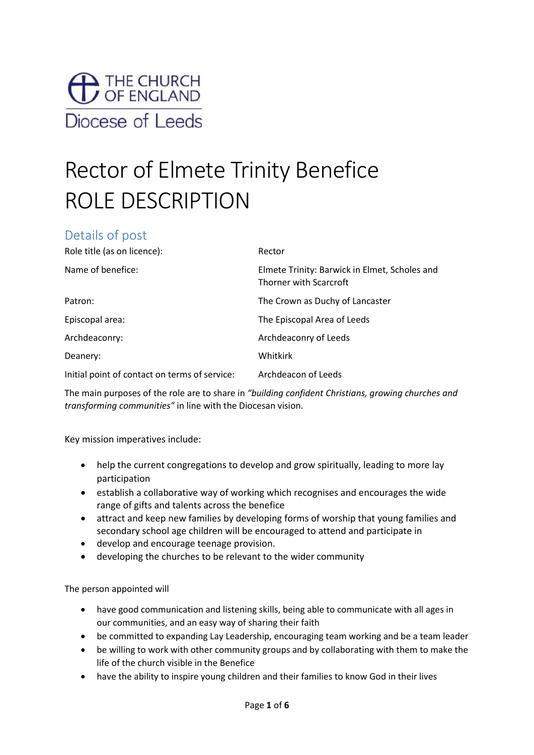THE CHURCH OF ENGLAND
Diocese of Leeds

# Rector of Elmete Trinity Benefice
# ROLE DESCRIPTION

## Details of post

| | |
|---|---|
| Role title (as on licence): | Rector |
| Name of benefice: | Elmete Trinity: Barwick in Elmet, Scholes and Thorner with Scarcroft |
| Patron: | The Crown as Duchy of Lancaster |
| Episcopal area: | The Episcopal Area of Leeds |
| Archdeaconry: | Archdeaconry of Leeds |
| Deanery: | Whitkirk |
| Initial point of contact on terms of service: | Archdeacon of Leeds |

The main purposes of the role are to share in *"building confident Christians, growing churches and transforming communities"* in line with the Diocesan vision.

Key mission imperatives include:

- help the current congregations to develop and grow spiritually, leading to more lay participation
- establish a collaborative way of working which recognises and encourages the wide range of gifts and talents across the benefice
- attract and keep new families by developing forms of worship that young families and secondary school age children will be encouraged to attend and participate in
- develop and encourage teenage provision.
- developing the churches to be relevant to the wider community

The person appointed will

- have good communication and listening skills, being able to communicate with all ages in our communities, and an easy way of sharing their faith
- be committed to expanding Lay Leadership, encouraging team working and be a team leader
- be willing to work with other community groups and by collaborating with them to make the life of the church visible in the Benefice
- have the ability to inspire young children and their families to know God in their lives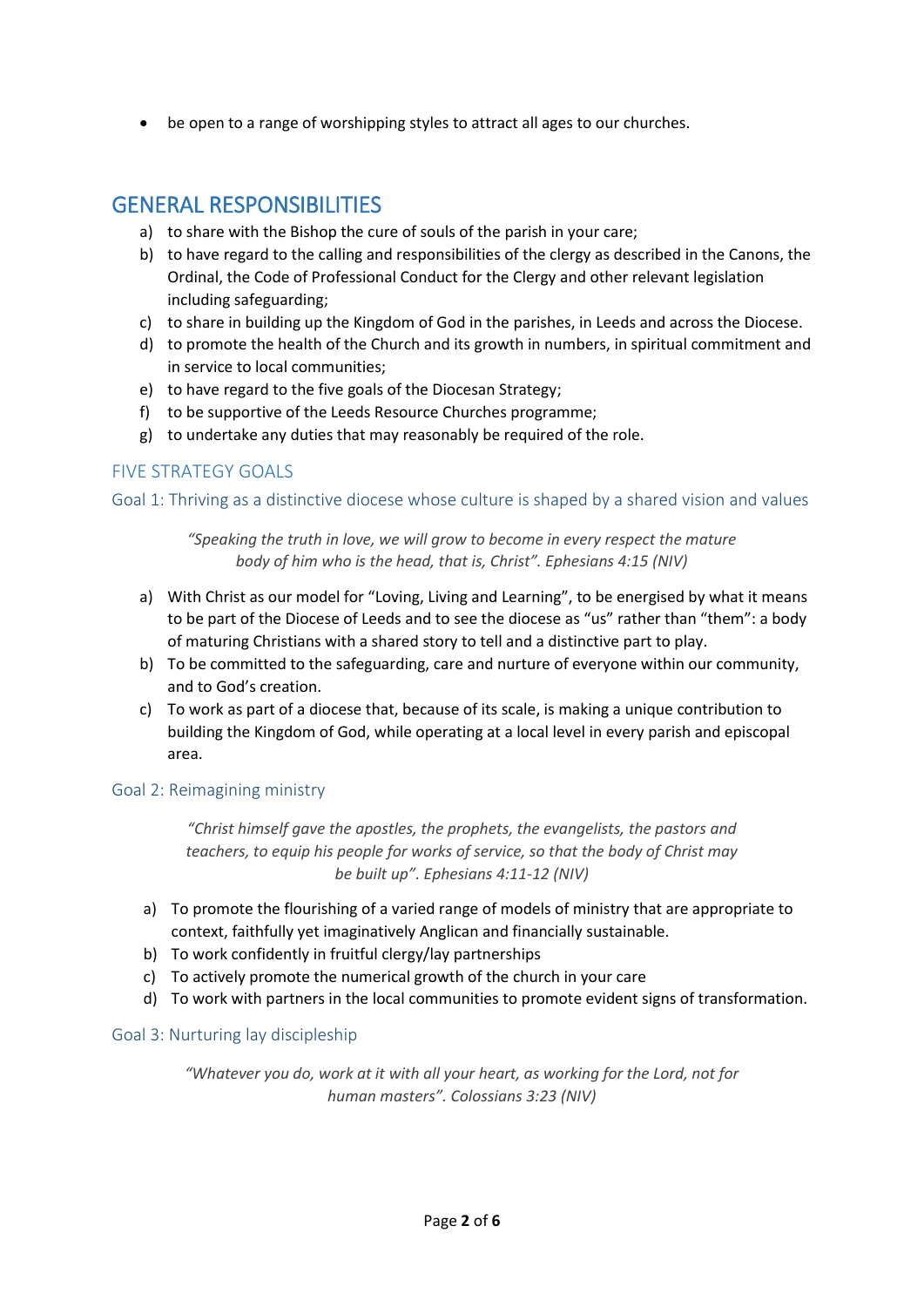- be open to a range of worshipping styles to attract all ages to our churches.

## GENERAL RESPONSIBILITIES

a) to share with the Bishop the cure of souls of the parish in your care;
b) to have regard to the calling and responsibilities of the clergy as described in the Canons, the Ordinal, the Code of Professional Conduct for the Clergy and other relevant legislation including safeguarding;
c) to share in building up the Kingdom of God in the parishes, in Leeds and across the Diocese.
d) to promote the health of the Church and its growth in numbers, in spiritual commitment and in service to local communities;
e) to have regard to the five goals of the Diocesan Strategy;
f) to be supportive of the Leeds Resource Churches programme;
g) to undertake any duties that may reasonably be required of the role.

### FIVE STRATEGY GOALS

#### Goal 1: Thriving as a distinctive diocese whose culture is shaped by a shared vision and values

*"Speaking the truth in love, we will grow to become in every respect the mature body of him who is the head, that is, Christ". Ephesians 4:15 (NIV)*

a) With Christ as our model for "Loving, Living and Learning", to be energised by what it means to be part of the Diocese of Leeds and to see the diocese as "us" rather than "them": a body of maturing Christians with a shared story to tell and a distinctive part to play.
b) To be committed to the safeguarding, care and nurture of everyone within our community, and to God's creation.
c) To work as part of a diocese that, because of its scale, is making a unique contribution to building the Kingdom of God, while operating at a local level in every parish and episcopal area.

#### Goal 2: Reimagining ministry

*"Christ himself gave the apostles, the prophets, the evangelists, the pastors and teachers, to equip his people for works of service, so that the body of Christ may be built up". Ephesians 4:11-12 (NIV)*

a) To promote the flourishing of a varied range of models of ministry that are appropriate to context, faithfully yet imaginatively Anglican and financially sustainable.
b) To work confidently in fruitful clergy/lay partnerships
c) To actively promote the numerical growth of the church in your care
d) To work with partners in the local communities to promote evident signs of transformation.

#### Goal 3: Nurturing lay discipleship

*"Whatever you do, work at it with all your heart, as working for the Lord, not for human masters". Colossians 3:23 (NIV)*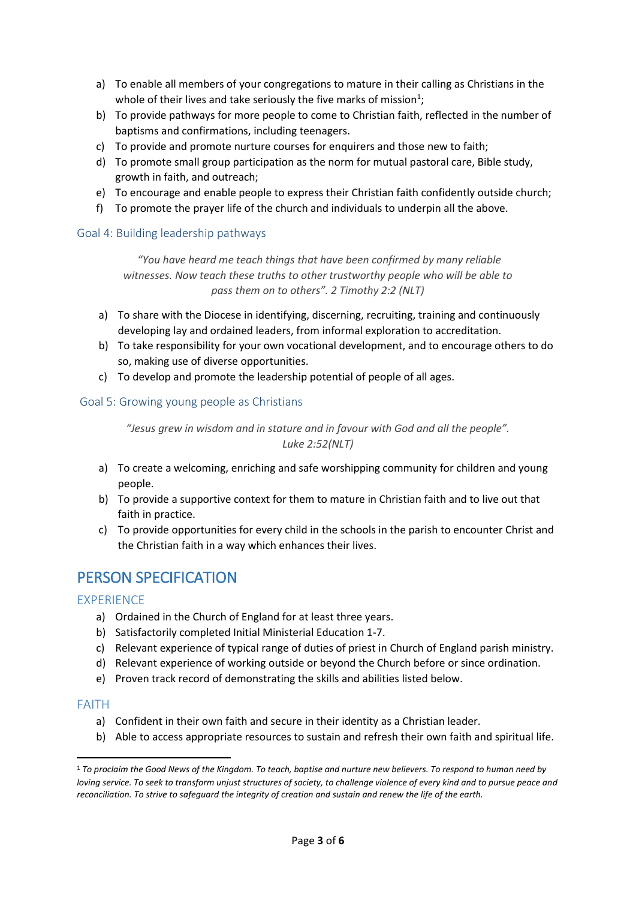a) To enable all members of your congregations to mature in their calling as Christians in the whole of their lives and take seriously the five marks of mission[1];
b) To provide pathways for more people to come to Christian faith, reflected in the number of baptisms and confirmations, including teenagers.
c) To provide and promote nurture courses for enquirers and those new to faith;
d) To promote small group participation as the norm for mutual pastoral care, Bible study, growth in faith, and outreach;
e) To encourage and enable people to express their Christian faith confidently outside church;
f) To promote the prayer life of the church and individuals to underpin all the above.

### Goal 4: Building leadership pathways

*"You have heard me teach things that have been confirmed by many reliable witnesses. Now teach these truths to other trustworthy people who will be able to pass them on to others". 2 Timothy 2:2 (NLT)*

a) To share with the Diocese in identifying, discerning, recruiting, training and continuously developing lay and ordained leaders, from informal exploration to accreditation.
b) To take responsibility for your own vocational development, and to encourage others to do so, making use of diverse opportunities.
c) To develop and promote the leadership potential of people of all ages.

### Goal 5: Growing young people as Christians

*"Jesus grew in wisdom and in stature and in favour with God and all the people". Luke 2:52(NLT)*

a) To create a welcoming, enriching and safe worshipping community for children and young people.
b) To provide a supportive context for them to mature in Christian faith and to live out that faith in practice.
c) To provide opportunities for every child in the schools in the parish to encounter Christ and the Christian faith in a way which enhances their lives.

## PERSON SPECIFICATION

### EXPERIENCE

a) Ordained in the Church of England for at least three years.
b) Satisfactorily completed Initial Ministerial Education 1-7.
c) Relevant experience of typical range of duties of priest in Church of England parish ministry.
d) Relevant experience of working outside or beyond the Church before or since ordination.
e) Proven track record of demonstrating the skills and abilities listed below.

### FAITH

a) Confident in their own faith and secure in their identity as a Christian leader.
b) Able to access appropriate resources to sustain and refresh their own faith and spiritual life.

---

[1] *To proclaim the Good News of the Kingdom. To teach, baptise and nurture new believers. To respond to human need by loving service. To seek to transform unjust structures of society, to challenge violence of every kind and to pursue peace and reconciliation. To strive to safeguard the integrity of creation and sustain and renew the life of the earth.*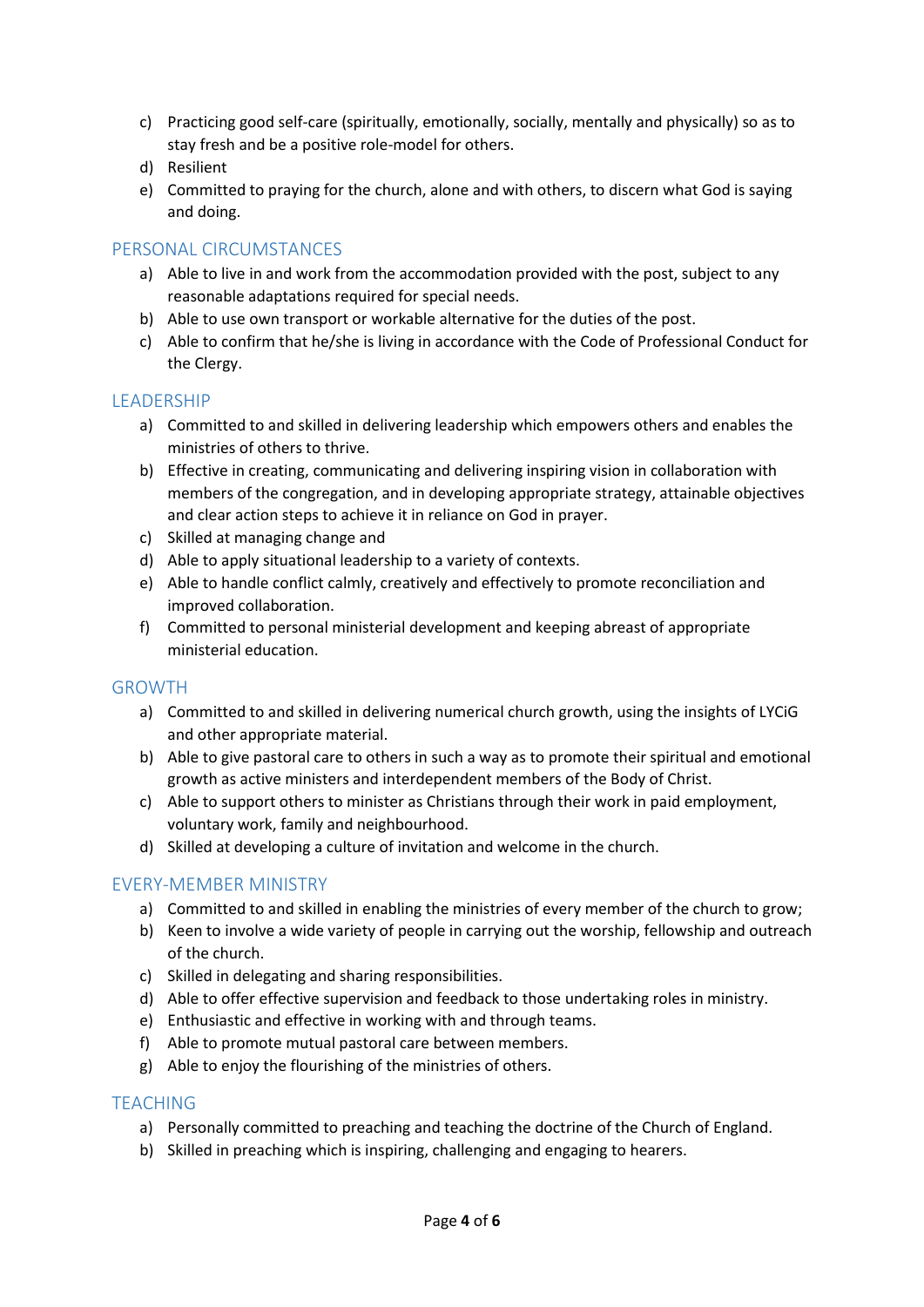c) Practicing good self-care (spiritually, emotionally, socially, mentally and physically) so as to stay fresh and be a positive role-model for others.
d) Resilient
e) Committed to praying for the church, alone and with others, to discern what God is saying and doing.

## PERSONAL CIRCUMSTANCES

a) Able to live in and work from the accommodation provided with the post, subject to any reasonable adaptations required for special needs.
b) Able to use own transport or workable alternative for the duties of the post.
c) Able to confirm that he/she is living in accordance with the Code of Professional Conduct for the Clergy.

## LEADERSHIP

a) Committed to and skilled in delivering leadership which empowers others and enables the ministries of others to thrive.
b) Effective in creating, communicating and delivering inspiring vision in collaboration with members of the congregation, and in developing appropriate strategy, attainable objectives and clear action steps to achieve it in reliance on God in prayer.
c) Skilled at managing change and
d) Able to apply situational leadership to a variety of contexts.
e) Able to handle conflict calmly, creatively and effectively to promote reconciliation and improved collaboration.
f) Committed to personal ministerial development and keeping abreast of appropriate ministerial education.

## GROWTH

a) Committed to and skilled in delivering numerical church growth, using the insights of LYCiG and other appropriate material.
b) Able to give pastoral care to others in such a way as to promote their spiritual and emotional growth as active ministers and interdependent members of the Body of Christ.
c) Able to support others to minister as Christians through their work in paid employment, voluntary work, family and neighbourhood.
d) Skilled at developing a culture of invitation and welcome in the church.

## EVERY-MEMBER MINISTRY

a) Committed to and skilled in enabling the ministries of every member of the church to grow;
b) Keen to involve a wide variety of people in carrying out the worship, fellowship and outreach of the church.
c) Skilled in delegating and sharing responsibilities.
d) Able to offer effective supervision and feedback to those undertaking roles in ministry.
e) Enthusiastic and effective in working with and through teams.
f) Able to promote mutual pastoral care between members.
g) Able to enjoy the flourishing of the ministries of others.

## TEACHING

a) Personally committed to preaching and teaching the doctrine of the Church of England.
b) Skilled in preaching which is inspiring, challenging and engaging to hearers.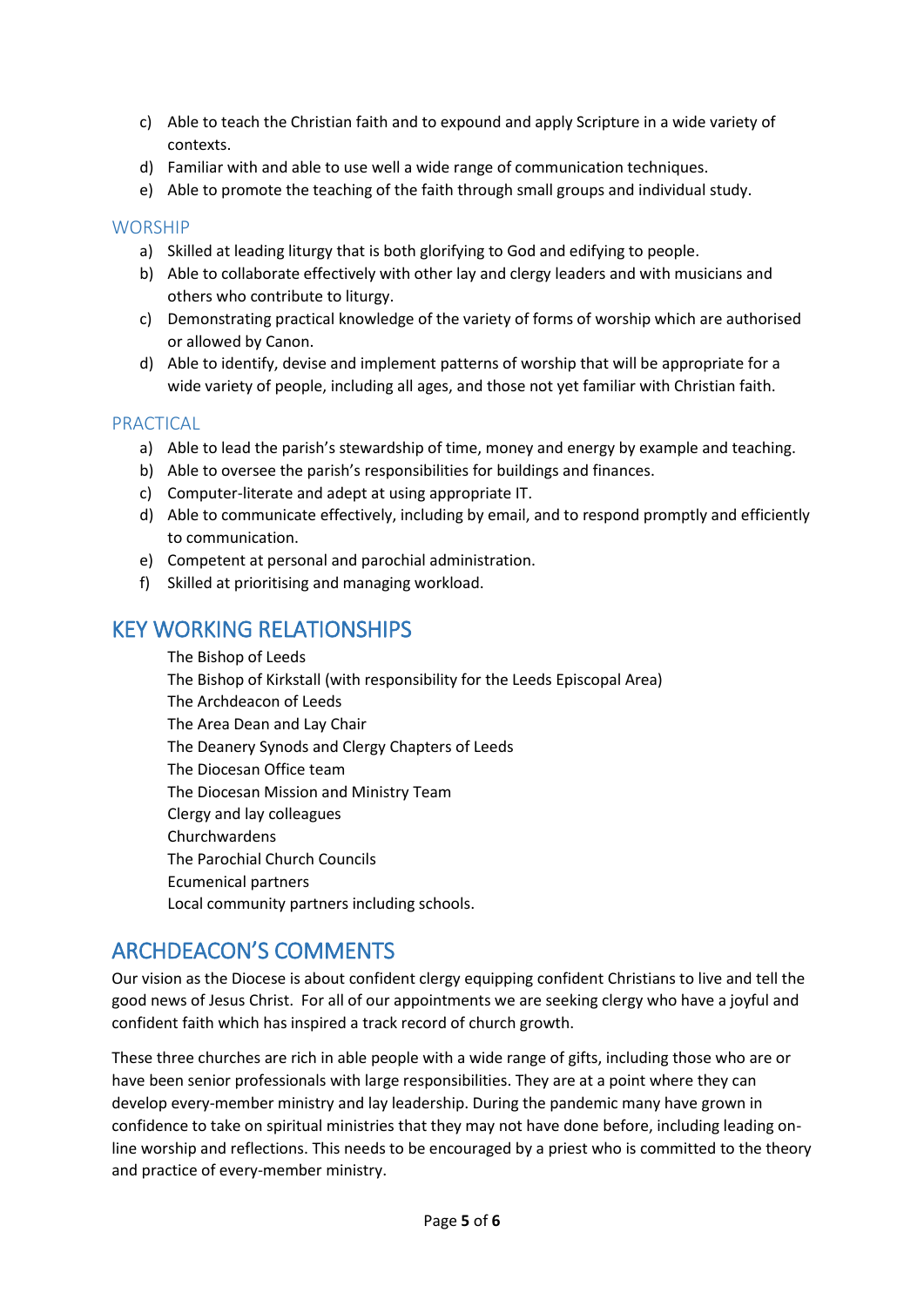c) Able to teach the Christian faith and to expound and apply Scripture in a wide variety of contexts.
d) Familiar with and able to use well a wide range of communication techniques.
e) Able to promote the teaching of the faith through small groups and individual study.

### WORSHIP

a) Skilled at leading liturgy that is both glorifying to God and edifying to people.
b) Able to collaborate effectively with other lay and clergy leaders and with musicians and others who contribute to liturgy.
c) Demonstrating practical knowledge of the variety of forms of worship which are authorised or allowed by Canon.
d) Able to identify, devise and implement patterns of worship that will be appropriate for a wide variety of people, including all ages, and those not yet familiar with Christian faith.

### PRACTICAL

a) Able to lead the parish's stewardship of time, money and energy by example and teaching.
b) Able to oversee the parish's responsibilities for buildings and finances.
c) Computer-literate and adept at using appropriate IT.
d) Able to communicate effectively, including by email, and to respond promptly and efficiently to communication.
e) Competent at personal and parochial administration.
f) Skilled at prioritising and managing workload.

## KEY WORKING RELATIONSHIPS

The Bishop of Leeds
The Bishop of Kirkstall (with responsibility for the Leeds Episcopal Area)
The Archdeacon of Leeds
The Area Dean and Lay Chair
The Deanery Synods and Clergy Chapters of Leeds
The Diocesan Office team
The Diocesan Mission and Ministry Team
Clergy and lay colleagues
Churchwardens
The Parochial Church Councils
Ecumenical partners
Local community partners including schools.

## ARCHDEACON'S COMMENTS

Our vision as the Diocese is about confident clergy equipping confident Christians to live and tell the good news of Jesus Christ. For all of our appointments we are seeking clergy who have a joyful and confident faith which has inspired a track record of church growth.

These three churches are rich in able people with a wide range of gifts, including those who are or have been senior professionals with large responsibilities. They are at a point where they can develop every-member ministry and lay leadership. During the pandemic many have grown in confidence to take on spiritual ministries that they may not have done before, including leading on-line worship and reflections. This needs to be encouraged by a priest who is committed to the theory and practice of every-member ministry.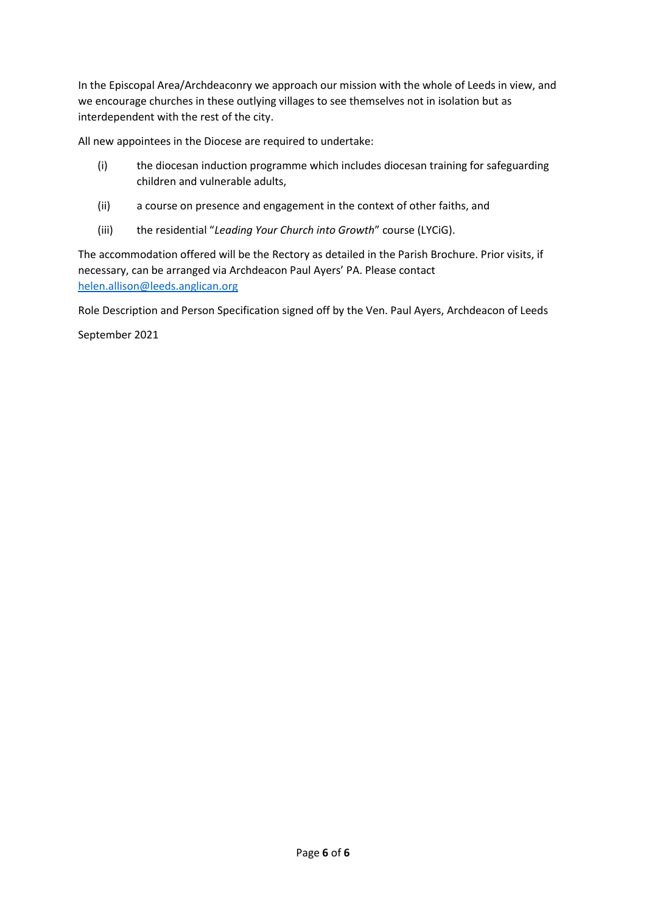In the Episcopal Area/Archdeaconry we approach our mission with the whole of Leeds in view, and we encourage churches in these outlying villages to see themselves not in isolation but as interdependent with the rest of the city.

All new appointees in the Diocese are required to undertake:

(i) the diocesan induction programme which includes diocesan training for safeguarding children and vulnerable adults,

(ii) a course on presence and engagement in the context of other faiths, and

(iii) the residential "*Leading Your Church into Growth*" course (LYCiG).

The accommodation offered will be the Rectory as detailed in the Parish Brochure. Prior visits, if necessary, can be arranged via Archdeacon Paul Ayers' PA. Please contact helen.allison@leeds.anglican.org

Role Description and Person Specification signed off by the Ven. Paul Ayers, Archdeacon of Leeds

September 2021